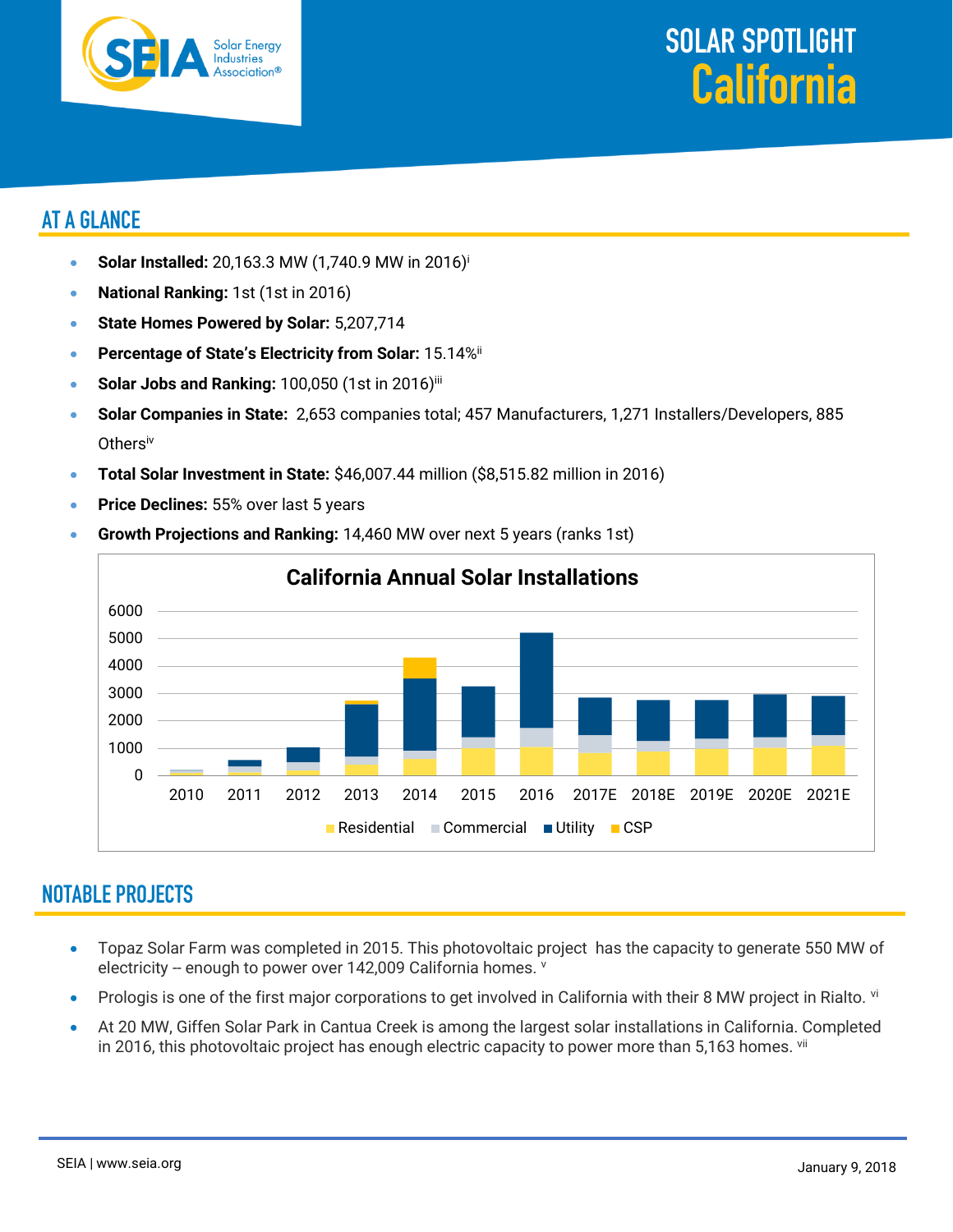# SOLAR SPOTLIGHT California

## AT A GLANCE

- **Solar Installed:** 20,163.3 MW (1,740.9 MW in 2016)[i]
- **National Ranking:** 1st (1st in 2016)
- **State Homes Powered by Solar:** 5,207,714
- **Percentage of State's Electricity from Solar:** 15.14%[ii]
- **Solar Jobs and Ranking:** 100,050 (1st in 2016)[iii]
- **Solar Companies in State:** 2,653 companies total; 457 Manufacturers, 1,271 Installers/Developers, 885 Others[iv]
- **Total Solar Investment in State:** $46,007.44 million ($8,515.82 million in 2016)
- **Price Declines:** 55% over last 5 years
- **Growth Projections and Ranking:** 14,460 MW over next 5 years (ranks 1st)

**California Annual Solar Installations**

(Chart: annual installations 2010–2021E by segment — Residential, Commercial, Utility, CSP; y-axis 0–6000)

## NOTABLE PROJECTS

- Topaz Solar Farm was completed in 2015. This photovoltaic project has the capacity to generate 550 MW of electricity -- enough to power over 142,009 California homes. [v]
- Prologis is one of the first major corporations to get involved in California with their 8 MW project in Rialto. [vi]
- At 20 MW, Giffen Solar Park in Cantua Creek is among the largest solar installations in California. Completed in 2016, this photovoltaic project has enough electric capacity to power more than 5,163 homes. [vii]

SEIA | www.seia.org

January 9, 2018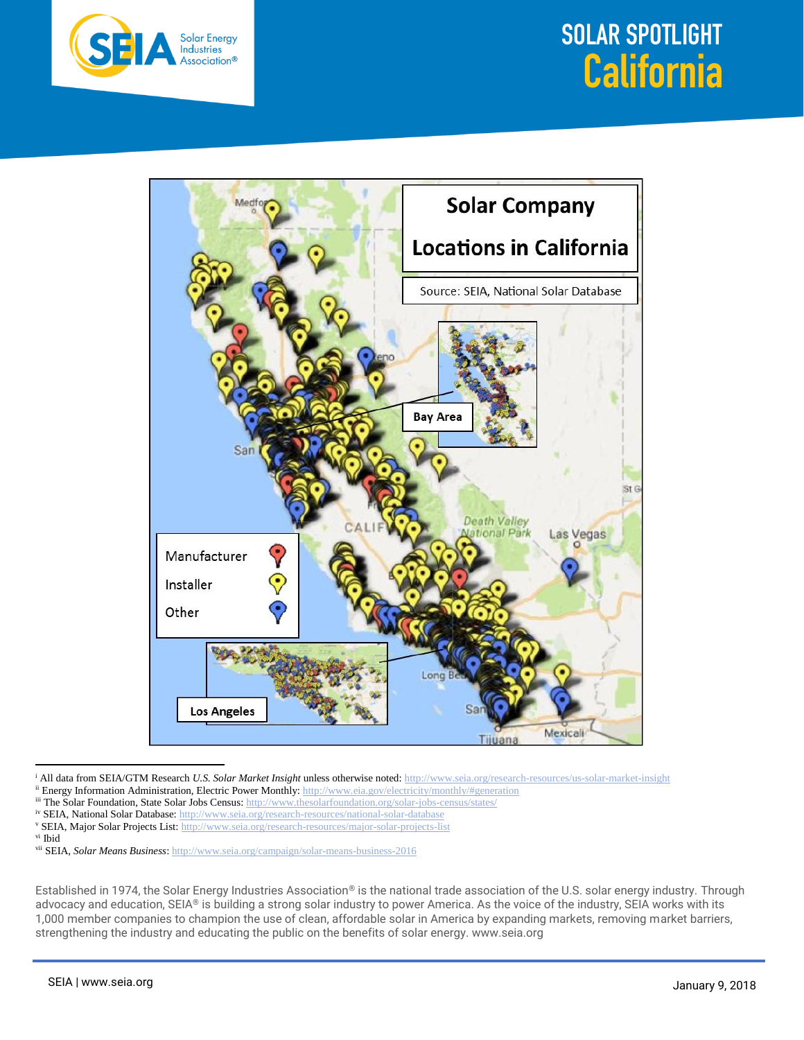Solar Company

Locations in California

Source: SEIA, National Solar Database

Bay Area

Manufacturer

Installer

Other

Los Angeles

---

[i] All data from SEIA/GTM Research *U.S. Solar Market Insight* unless otherwise noted: http://www.seia.org/research-resources/us-solar-market-insight

[ii] Energy Information Administration, Electric Power Monthly: http://www.eia.gov/electricity/monthly/#generation

[iii] The Solar Foundation, State Solar Jobs Census: http://www.thesolarfoundation.org/solar-jobs-census/states/

[iv] SEIA, National Solar Database: http://www.seia.org/research-resources/national-solar-database

[v] SEIA, Major Solar Projects List: http://www.seia.org/research-resources/major-solar-projects-list

[vi] Ibid

[vii] SEIA, *Solar Means Business*: http://www.seia.org/campaign/solar-means-business-2016

Established in 1974, the Solar Energy Industries Association® is the national trade association of the U.S. solar energy industry. Through advocacy and education, SEIA® is building a strong solar industry to power America. As the voice of the industry, SEIA works with its 1,000 member companies to champion the use of clean, affordable solar in America by expanding markets, removing market barriers, strengthening the industry and educating the public on the benefits of solar energy. www.seia.org